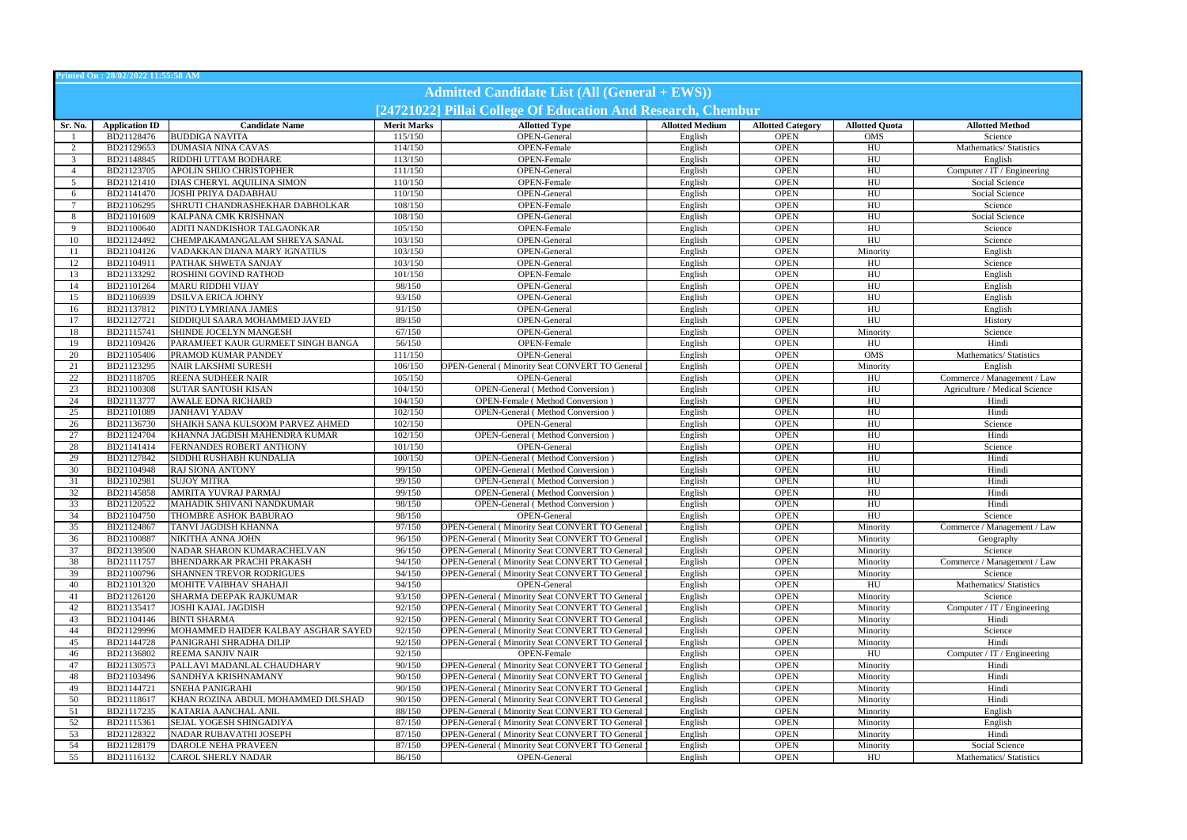Printed On : 28/02/2022 11:55:58 AM

# Admitted Candidate List (All (General + EWS))

## [24721022] Pillai College Of Education And Research, Chembur

| Sr. No. | Application ID | Candidate Name | Merit Marks | Allotted Type | Allotted Medium | Allotted Category | Allotted Quota | Allotted Method |
|---|---|---|---|---|---|---|---|---|
| 1 | BD21128476 | BUDDIGA NAVITA | 115/150 | OPEN-General | English | OPEN | OMS | Science |
| 2 | BD21129653 | DUMASIA NINA CAVAS | 114/150 | OPEN-Female | English | OPEN | HU | Mathematics/ Statistics |
| 3 | BD21148845 | RIDDHI UTTAM BODHARE | 113/150 | OPEN-Female | English | OPEN | HU | English |
| 4 | BD21123705 | APOLIN SHIJO CHRISTOPHER | 111/150 | OPEN-General | English | OPEN | HU | Computer / IT / Engineering |
| 5 | BD21121410 | DIAS CHERYL AQUILINA SIMON | 110/150 | OPEN-Female | English | OPEN | HU | Social Science |
| 6 | BD21141470 | JOSHI PRIYA DADABHAU | 110/150 | OPEN-General | English | OPEN | HU | Social Science |
| 7 | BD21106295 | SHRUTI CHANDRASHEKHAR DABHOLKAR | 108/150 | OPEN-Female | English | OPEN | HU | Science |
| 8 | BD21101609 | KALPANA CMK KRISHNAN | 108/150 | OPEN-General | English | OPEN | HU | Social Science |
| 9 | BD21100640 | ADITI NANDKISHOR TALGAONKAR | 105/150 | OPEN-Female | English | OPEN | HU | Science |
| 10 | BD21124492 | CHEMPAKAMANGALAM SHREYA SANAL | 103/150 | OPEN-General | English | OPEN | HU | Science |
| 11 | BD21104126 | VADAKKAN DIANA MARY IGNATIUS | 103/150 | OPEN-General | English | OPEN | Minority | English |
| 12 | BD21104911 | PATHAK SHWETA SANJAY | 103/150 | OPEN-General | English | OPEN | HU | Science |
| 13 | BD21133292 | ROSHINI GOVIND RATHOD | 101/150 | OPEN-Female | English | OPEN | HU | English |
| 14 | BD21101264 | MARU RIDDHI VIJAY | 98/150 | OPEN-General | English | OPEN | HU | English |
| 15 | BD21106939 | DSILVA ERICA JOHNY | 93/150 | OPEN-General | English | OPEN | HU | English |
| 16 | BD21137812 | PINTO LYMRIANA JAMES | 91/150 | OPEN-General | English | OPEN | HU | English |
| 17 | BD21127721 | SIDDIQUI SAARA MOHAMMED JAVED | 89/150 | OPEN-General | English | OPEN | HU | History |
| 18 | BD21115741 | SHINDE JOCELYN MANGESH | 67/150 | OPEN-General | English | OPEN | Minority | Science |
| 19 | BD21109426 | PARAMJEET KAUR GURMEET SINGH BANGA | 56/150 | OPEN-Female | English | OPEN | HU | Hindi |
| 20 | BD21105406 | PRAMOD KUMAR PANDEY | 111/150 | OPEN-General | English | OPEN | OMS | Mathematics/ Statistics |
| 21 | BD21123295 | NAIR LAKSHMI SURESH | 106/150 | OPEN-General ( Minority Seat CONVERT TO General ) | English | OPEN | Minority | English |
| 22 | BD21118705 | REENA SUDHEER NAIR | 105/150 | OPEN-General | English | OPEN | HU | Commerce / Management / Law |
| 23 | BD21100308 | SUTAR SANTOSH KISAN | 104/150 | OPEN-General ( Method Conversion ) | English | OPEN | HU | Agriculture / Medical Science |
| 24 | BD21113777 | AWALE EDNA RICHARD | 104/150 | OPEN-Female ( Method Conversion ) | English | OPEN | HU | Hindi |
| 25 | BD21101089 | JANHAVI YADAV | 102/150 | OPEN-General ( Method Conversion ) | English | OPEN | HU | Hindi |
| 26 | BD21136730 | SHAIKH SANA KULSOOM PARVEZ AHMED | 102/150 | OPEN-General | English | OPEN | HU | Science |
| 27 | BD21124704 | KHANNA JAGDISH MAHENDRA KUMAR | 102/150 | OPEN-General ( Method Conversion ) | English | OPEN | HU | Hindi |
| 28 | BD21141414 | FERNANDES ROBERT ANTHONY | 101/150 | OPEN-General | English | OPEN | HU | Science |
| 29 | BD21127842 | SIDDHI RUSHABH KUNDALIA | 100/150 | OPEN-General ( Method Conversion ) | English | OPEN | HU | Hindi |
| 30 | BD21104948 | RAJ SIONA ANTONY | 99/150 | OPEN-General ( Method Conversion ) | English | OPEN | HU | Hindi |
| 31 | BD21102981 | SUJOY MITRA | 99/150 | OPEN-General ( Method Conversion ) | English | OPEN | HU | Hindi |
| 32 | BD21145858 | AMRITA YUVRAJ PARMAJ | 99/150 | OPEN-General ( Method Conversion ) | English | OPEN | HU | Hindi |
| 33 | BD21120522 | MAHADIK SHIVANI NANDKUMAR | 98/150 | OPEN-General ( Method Conversion ) | English | OPEN | HU | Hindi |
| 34 | BD21104750 | THOMBRE ASHOK BABURAO | 98/150 | OPEN-General | English | OPEN | HU | Science |
| 35 | BD21124867 | TANVI JAGDISH KHANNA | 97/150 | OPEN-General ( Minority Seat CONVERT TO General ) | English | OPEN | Minority | Commerce / Management / Law |
| 36 | BD21100887 | NIKITHA ANNA JOHN | 96/150 | OPEN-General ( Minority Seat CONVERT TO General ) | English | OPEN | Minority | Geography |
| 37 | BD21139500 | NADAR SHARON KUMARACHELVAN | 96/150 | OPEN-General ( Minority Seat CONVERT TO General ) | English | OPEN | Minority | Science |
| 38 | BD21111757 | BHENDARKAR PRACHI PRAKASH | 94/150 | OPEN-General ( Minority Seat CONVERT TO General ) | English | OPEN | Minority | Commerce / Management / Law |
| 39 | BD21100796 | SHANNEN TREVOR RODRIGUES | 94/150 | OPEN-General ( Minority Seat CONVERT TO General ) | English | OPEN | Minority | Science |
| 40 | BD21101320 | MOHITE VAIBHAV SHAHAJI | 94/150 | OPEN-General | English | OPEN | HU | Mathematics/ Statistics |
| 41 | BD21126120 | SHARMA DEEPAK RAJKUMAR | 93/150 | OPEN-General ( Minority Seat CONVERT TO General ) | English | OPEN | Minority | Science |
| 42 | BD21135417 | JOSHI KAJAL JAGDISH | 92/150 | OPEN-General ( Minority Seat CONVERT TO General ) | English | OPEN | Minority | Computer / IT / Engineering |
| 43 | BD21104146 | BINTI SHARMA | 92/150 | OPEN-General ( Minority Seat CONVERT TO General ) | English | OPEN | Minority | Hindi |
| 44 | BD21129996 | MOHAMMED HAIDER KALBAY ASGHAR SAYED | 92/150 | OPEN-General ( Minority Seat CONVERT TO General ) | English | OPEN | Minority | Science |
| 45 | BD21144728 | PANIGRAHI SHRADHA DILIP | 92/150 | OPEN-General ( Minority Seat CONVERT TO General ) | English | OPEN | Minority | Hindi |
| 46 | BD21136802 | REEMA SANJIV NAIR | 92/150 | OPEN-Female | English | OPEN | HU | Computer / IT / Engineering |
| 47 | BD21130573 | PALLAVI MADANLAL CHAUDHARY | 90/150 | OPEN-General ( Minority Seat CONVERT TO General ) | English | OPEN | Minority | Hindi |
| 48 | BD21103496 | SANDHYA KRISHNAMANY | 90/150 | OPEN-General ( Minority Seat CONVERT TO General ) | English | OPEN | Minority | Hindi |
| 49 | BD21144721 | SNEHA PANIGRAHI | 90/150 | OPEN-General ( Minority Seat CONVERT TO General ) | English | OPEN | Minority | Hindi |
| 50 | BD21118617 | KHAN ROZINA ABDUL MOHAMMED DILSHAD | 90/150 | OPEN-General ( Minority Seat CONVERT TO General ) | English | OPEN | Minority | Hindi |
| 51 | BD21117235 | KATARIA AANCHAL ANIL | 88/150 | OPEN-General ( Minority Seat CONVERT TO General ) | English | OPEN | Minority | English |
| 52 | BD21115361 | SEJAL YOGESH SHINGADIYA | 87/150 | OPEN-General ( Minority Seat CONVERT TO General ) | English | OPEN | Minority | English |
| 53 | BD21128322 | NADAR RUBAVATHI JOSEPH | 87/150 | OPEN-General ( Minority Seat CONVERT TO General ) | English | OPEN | Minority | Hindi |
| 54 | BD21128179 | DAROLE NEHA PRAVEEN | 87/150 | OPEN-General ( Minority Seat CONVERT TO General ) | English | OPEN | Minority | Social Science |
| 55 | BD21116132 | CAROL SHERLY NADAR | 86/150 | OPEN-General | English | OPEN | HU | Mathematics/ Statistics |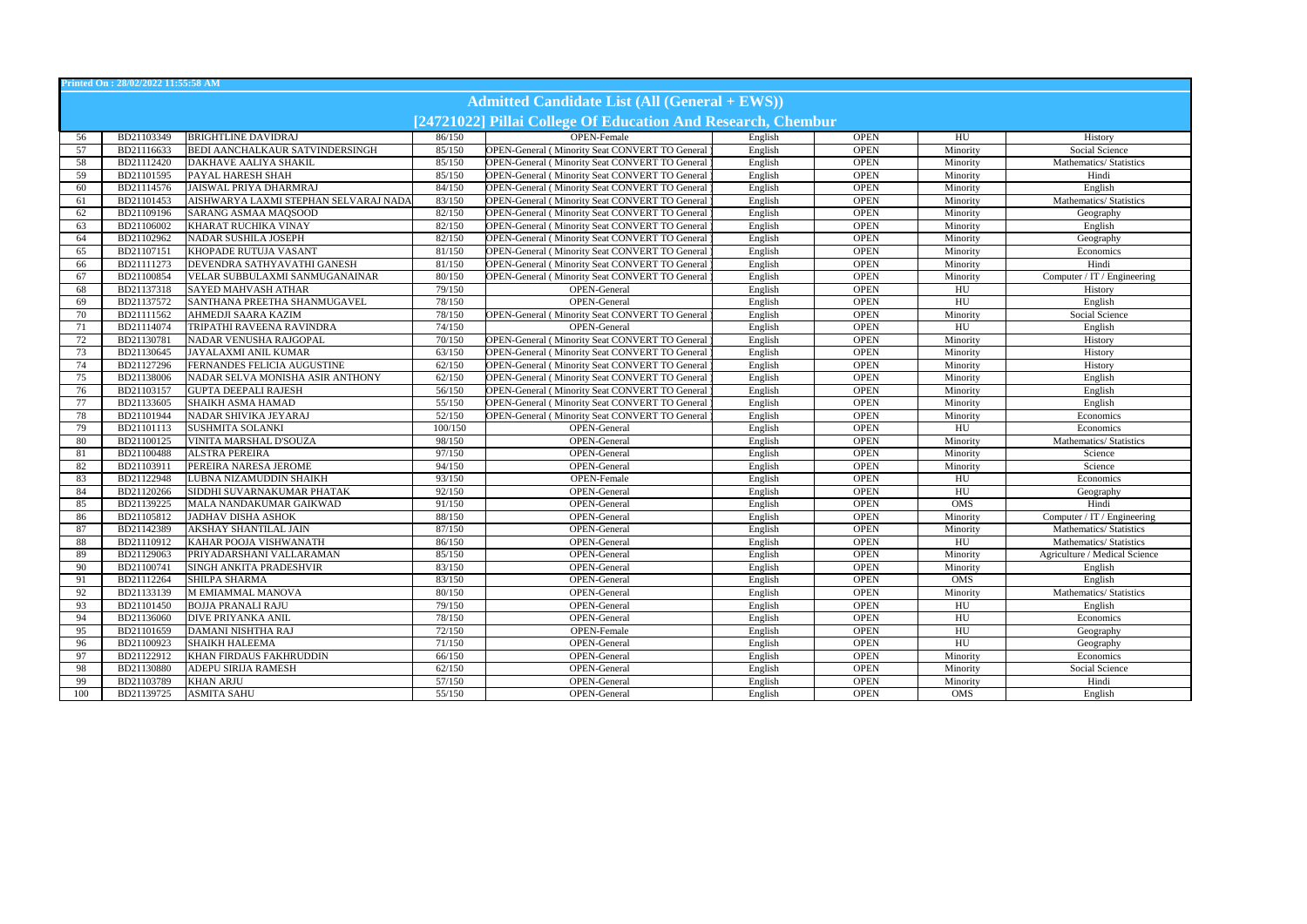Printed On : 28/02/2022 11:55:58 AM

## Admitted Candidate List (All (General + EWS))

### [24721022] Pillai College Of Education And Research, Chembur

| | | | | | | | | |
|---|---|---|---|---|---|---|---|---|
| 56 | BD21103349 | BRIGHTLINE DAVIDRAJ | 86/150 | OPEN-Female | English | OPEN | HU | History |
| 57 | BD21116633 | BEDI AANCHALKAUR SATVINDERSINGH | 85/150 | OPEN-General ( Minority Seat CONVERT TO General ) | English | OPEN | Minority | Social Science |
| 58 | BD21112420 | DAKHAVE AALIYA SHAKIL | 85/150 | OPEN-General ( Minority Seat CONVERT TO General ) | English | OPEN | Minority | Mathematics/ Statistics |
| 59 | BD21101595 | PAYAL HARESH SHAH | 85/150 | OPEN-General ( Minority Seat CONVERT TO General ) | English | OPEN | Minority | Hindi |
| 60 | BD21114576 | JAISWAL PRIYA DHARMRAJ | 84/150 | OPEN-General ( Minority Seat CONVERT TO General ) | English | OPEN | Minority | English |
| 61 | BD21101453 | AISHWARYA LAXMI STEPHAN SELVARAJ NADA | 83/150 | OPEN-General ( Minority Seat CONVERT TO General ) | English | OPEN | Minority | Mathematics/ Statistics |
| 62 | BD21109196 | SARANG ASMAA MAQSOOD | 82/150 | OPEN-General ( Minority Seat CONVERT TO General ) | English | OPEN | Minority | Geography |
| 63 | BD21106002 | KHARAT RUCHIKA VINAY | 82/150 | OPEN-General ( Minority Seat CONVERT TO General ) | English | OPEN | Minority | English |
| 64 | BD21102962 | NADAR SUSHILA JOSEPH | 82/150 | OPEN-General ( Minority Seat CONVERT TO General ) | English | OPEN | Minority | Geography |
| 65 | BD21107151 | KHOPADE RUTUJA VASANT | 81/150 | OPEN-General ( Minority Seat CONVERT TO General ) | English | OPEN | Minority | Economics |
| 66 | BD21111273 | DEVENDRA SATHYAVATHI GANESH | 81/150 | OPEN-General ( Minority Seat CONVERT TO General ) | English | OPEN | Minority | Hindi |
| 67 | BD21100854 | VELAR SUBBULAXMI SANMUGANAINAR | 80/150 | OPEN-General ( Minority Seat CONVERT TO General ) | English | OPEN | Minority | Computer / IT / Engineering |
| 68 | BD21137318 | SAYED MAHVASH ATHAR | 79/150 | OPEN-General | English | OPEN | HU | History |
| 69 | BD21137572 | SANTHANA PREETHA SHANMUGAVEL | 78/150 | OPEN-General | English | OPEN | HU | English |
| 70 | BD21111562 | AHMEDJI SAARA KAZIM | 78/150 | OPEN-General ( Minority Seat CONVERT TO General ) | English | OPEN | Minority | Social Science |
| 71 | BD21114074 | TRIPATHI RAVEENA RAVINDRA | 74/150 | OPEN-General | English | OPEN | HU | English |
| 72 | BD21130781 | NADAR VENUSHA RAJGOPAL | 70/150 | OPEN-General ( Minority Seat CONVERT TO General ) | English | OPEN | Minority | History |
| 73 | BD21130645 | JAYALAXMI ANIL KUMAR | 63/150 | OPEN-General ( Minority Seat CONVERT TO General ) | English | OPEN | Minority | History |
| 74 | BD21127296 | FERNANDES FELICIA AUGUSTINE | 62/150 | OPEN-General ( Minority Seat CONVERT TO General ) | English | OPEN | Minority | History |
| 75 | BD21138006 | NADAR SELVA MONISHA ASIR ANTHONY | 62/150 | OPEN-General ( Minority Seat CONVERT TO General ) | English | OPEN | Minority | English |
| 76 | BD21103157 | GUPTA DEEPALI RAJESH | 56/150 | OPEN-General ( Minority Seat CONVERT TO General ) | English | OPEN | Minority | English |
| 77 | BD21133605 | SHAIKH ASMA HAMAD | 55/150 | OPEN-General ( Minority Seat CONVERT TO General ) | English | OPEN | Minority | English |
| 78 | BD21101944 | NADAR SHIVIKA JEYARAJ | 52/150 | OPEN-General ( Minority Seat CONVERT TO General ) | English | OPEN | Minority | Economics |
| 79 | BD21101113 | SUSHMITA SOLANKI | 100/150 | OPEN-General | English | OPEN | HU | Economics |
| 80 | BD21100125 | VINITA MARSHAL D'SOUZA | 98/150 | OPEN-General | English | OPEN | Minority | Mathematics/ Statistics |
| 81 | BD21100488 | ALSTRA PEREIRA | 97/150 | OPEN-General | English | OPEN | Minority | Science |
| 82 | BD21103911 | PEREIRA NARESA JEROME | 94/150 | OPEN-General | English | OPEN | Minority | Science |
| 83 | BD21122948 | LUBNA NIZAMUDDIN SHAIKH | 93/150 | OPEN-Female | English | OPEN | HU | Economics |
| 84 | BD21120266 | SIDDHI SUVARNAKUMAR PHATAK | 92/150 | OPEN-General | English | OPEN | HU | Geography |
| 85 | BD21139225 | MALA NANDAKUMAR GAIKWAD | 91/150 | OPEN-General | English | OPEN | OMS | Hindi |
| 86 | BD21105812 | JADHAV DISHA ASHOK | 88/150 | OPEN-General | English | OPEN | Minority | Computer / IT / Engineering |
| 87 | BD21142389 | AKSHAY SHANTILAL JAIN | 87/150 | OPEN-General | English | OPEN | Minority | Mathematics/ Statistics |
| 88 | BD21110912 | KAHAR POOJA VISHWANATH | 86/150 | OPEN-General | English | OPEN | HU | Mathematics/ Statistics |
| 89 | BD21129063 | PRIYADARSHANI VALLARAMAN | 85/150 | OPEN-General | English | OPEN | Minority | Agriculture / Medical Science |
| 90 | BD21100741 | SINGH ANKITA PRADESHVIR | 83/150 | OPEN-General | English | OPEN | Minority | English |
| 91 | BD21112264 | SHILPA SHARMA | 83/150 | OPEN-General | English | OPEN | OMS | English |
| 92 | BD21133139 | M EMIAMMAL MANOVA | 80/150 | OPEN-General | English | OPEN | Minority | Mathematics/ Statistics |
| 93 | BD21101450 | BOJJA PRANALI RAJU | 79/150 | OPEN-General | English | OPEN | HU | English |
| 94 | BD21136060 | DIVE PRIYANKA ANIL | 78/150 | OPEN-General | English | OPEN | HU | Economics |
| 95 | BD21101659 | DAMANI NISHTHA RAJ | 72/150 | OPEN-Female | English | OPEN | HU | Geography |
| 96 | BD21100923 | SHAIKH HALEEMA | 71/150 | OPEN-General | English | OPEN | HU | Geography |
| 97 | BD21122912 | KHAN FIRDAUS FAKHRUDDIN | 66/150 | OPEN-General | English | OPEN | Minority | Economics |
| 98 | BD21130880 | ADEPU SIRIJA RAMESH | 62/150 | OPEN-General | English | OPEN | Minority | Social Science |
| 99 | BD21103789 | KHAN ARJU | 57/150 | OPEN-General | English | OPEN | Minority | Hindi |
| 100 | BD21139725 | ASMITA SAHU | 55/150 | OPEN-General | English | OPEN | OMS | English |